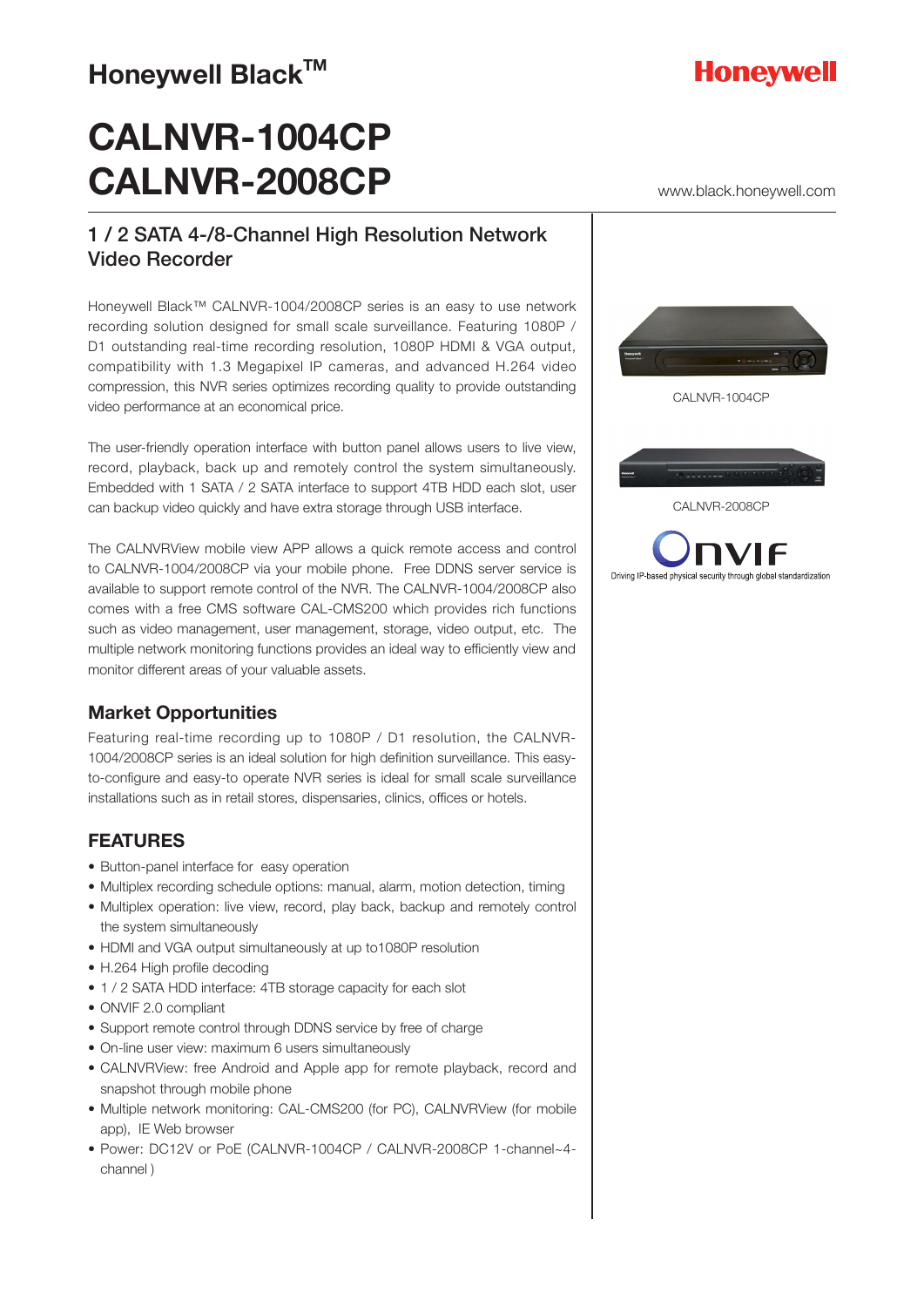Honeywell Black™

Honeywell

# CALNVR-1004CP
# CALNVR-2008CP

www.black.honeywell.com

## 1 / 2 SATA 4-/8-Channel High Resolution Network Video Recorder

Honeywell Black™ CALNVR-1004/2008CP series is an easy to use network recording solution designed for small scale surveillance. Featuring 1080P / D1 outstanding real-time recording resolution, 1080P HDMI & VGA output, compatibility with 1.3 Megapixel IP cameras, and advanced H.264 video compression, this NVR series optimizes recording quality to provide outstanding video performance at an economical price.

The user-friendly operation interface with button panel allows users to live view, record, playback, back up and remotely control the system simultaneously. Embedded with 1 SATA / 2 SATA interface to support 4TB HDD each slot, user can backup video quickly and have extra storage through USB interface.

The CALNVRView mobile view APP allows a quick remote access and control to CALNVR-1004/2008CP via your mobile phone. Free DDNS server service is available to support remote control of the NVR. The CALNVR-1004/2008CP also comes with a free CMS software CAL-CMS200 which provides rich functions such as video management, user management, storage, video output, etc. The multiple network monitoring functions provides an ideal way to efficiently view and monitor different areas of your valuable assets.

CALNVR-1004CP

CALNVR-2008CP

ONVIF
Driving IP-based physical security through global standardization

## Market Opportunities

Featuring real-time recording up to 1080P / D1 resolution, the CALNVR-1004/2008CP series is an ideal solution for high definition surveillance. This easy-to-configure and easy-to operate NVR series is ideal for small scale surveillance installations such as in retail stores, dispensaries, clinics, offices or hotels.

## FEATURES

- Button-panel interface for easy operation
- Multiplex recording schedule options: manual, alarm, motion detection, timing
- Multiplex operation: live view, record, play back, backup and remotely control the system simultaneously
- HDMI and VGA output simultaneously at up to1080P resolution
- H.264 High profile decoding
- 1 / 2 SATA HDD interface: 4TB storage capacity for each slot
- ONVIF 2.0 compliant
- Support remote control through DDNS service by free of charge
- On-line user view: maximum 6 users simultaneously
- CALNVRView: free Android and Apple app for remote playback, record and snapshot through mobile phone
- Multiple network monitoring: CAL-CMS200 (for PC), CALNVRView (for mobile app), IE Web browser
- Power: DC12V or PoE (CALNVR-1004CP / CALNVR-2008CP 1-channel~4-channel )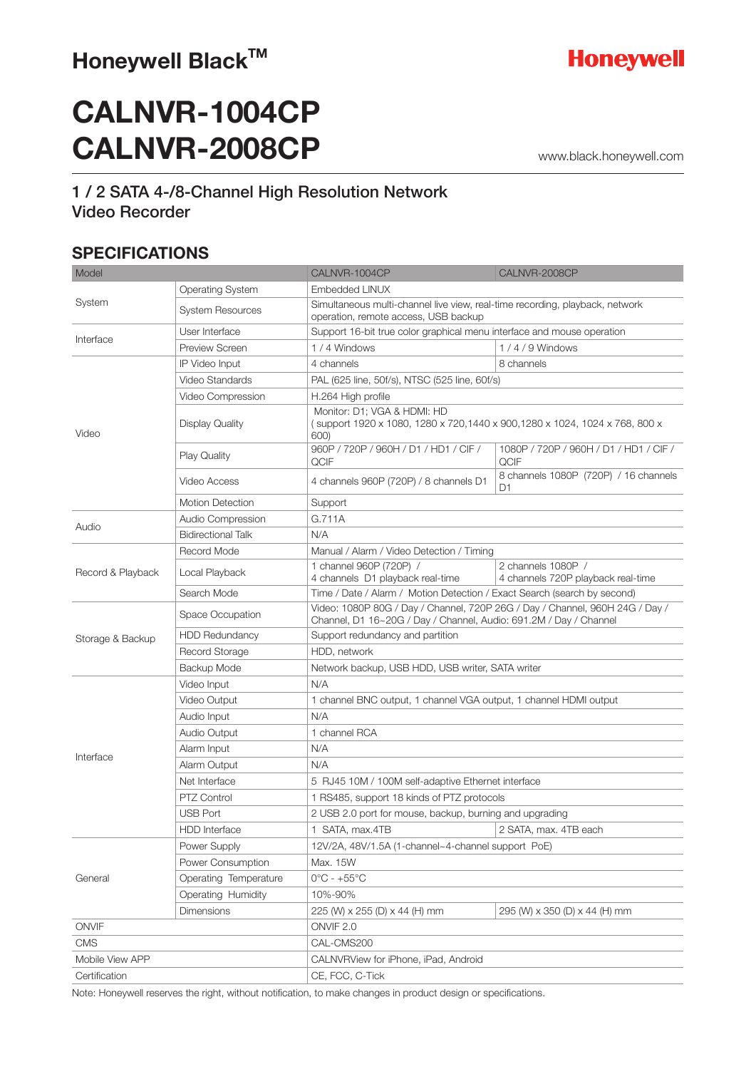## Honeywell Black™

Honeywell

# CALNVR-1004CP
# CALNVR-2008CP

www.black.honeywell.com

### 1 / 2 SATA 4-/8-Channel High Resolution Network Video Recorder

## SPECIFICATIONS

| Model | | CALNVR-1004CP | CALNVR-2008CP |
|---|---|---|---|
| System | Operating System | Embedded LINUX | |
| | System Resources | Simultaneous multi-channel live view, real-time recording, playback, network operation, remote access, USB backup | |
| Interface | User Interface | Support 16-bit true color graphical menu interface and mouse operation | |
| | Preview Screen | 1 / 4 Windows | 1 / 4 / 9 Windows |
| Video | IP Video Input | 4 channels | 8 channels |
| | Video Standards | PAL (625 line, 50f/s), NTSC (525 line, 60f/s) | |
| | Video Compression | H.264 High profile | |
| | Display Quality | Monitor: D1; VGA & HDMI: HD ( support 1920 x 1080, 1280 x 720,1440 x 900,1280 x 1024, 1024 x 768, 800 x 600) | |
| | Play Quality | 960P / 720P / 960H / D1 / HD1 / CIF / QCIF | 1080P / 720P / 960H / D1 / HD1 / CIF / QCIF |
| | Video Access | 4 channels 960P (720P) / 8 channels D1 | 8 channels 1080P (720P) / 16 channels D1 |
| | Motion Detection | Support | |
| Audio | Audio Compression | G.711A | |
| | Bidirectional Talk | N/A | |
| Record & Playback | Record Mode | Manual / Alarm / Video Detection / Timing | |
| | Local Playback | 1 channel 960P (720P) / 4 channels D1 playback real-time | 2 channels 1080P / 4 channels 720P playback real-time |
| | Search Mode | Time / Date / Alarm / Motion Detection / Exact Search (search by second) | |
| Storage & Backup | Space Occupation | Video: 1080P 80G / Day / Channel, 720P 26G / Day / Channel, 960H 24G / Day / Channel, D1 16~20G / Day / Channel, Audio: 691.2M / Day / Channel | |
| | HDD Redundancy | Support redundancy and partition | |
| | Record Storage | HDD, network | |
| | Backup Mode | Network backup, USB HDD, USB writer, SATA writer | |
| Interface | Video Input | N/A | |
| | Video Output | 1 channel BNC output, 1 channel VGA output, 1 channel HDMI output | |
| | Audio Input | N/A | |
| | Audio Output | 1 channel RCA | |
| | Alarm Input | N/A | |
| | Alarm Output | N/A | |
| | Net Interface | 5 RJ45 10M / 100M self-adaptive Ethernet interface | |
| | PTZ Control | 1 RS485, support 18 kinds of PTZ protocols | |
| | USB Port | 2 USB 2.0 port for mouse, backup, burning and upgrading | |
| | HDD Interface | 1 SATA, max.4TB | 2 SATA, max. 4TB each |
| General | Power Supply | 12V/2A, 48V/1.5A (1-channel~4-channel support PoE) | |
| | Power Consumption | Max. 15W | |
| | Operating Temperature | 0°C - +55°C | |
| | Operating Humidity | 10%-90% | |
| | Dimensions | 225 (W) x 255 (D) x 44 (H) mm | 295 (W) x 350 (D) x 44 (H) mm |
| ONVIF | | ONVIF 2.0 | |
| CMS | | CAL-CMS200 | |
| Mobile View APP | | CALNVRView for iPhone, iPad, Android | |
| Certification | | CE, FCC, C-Tick | |

Note: Honeywell reserves the right, without notification, to make changes in product design or specifications.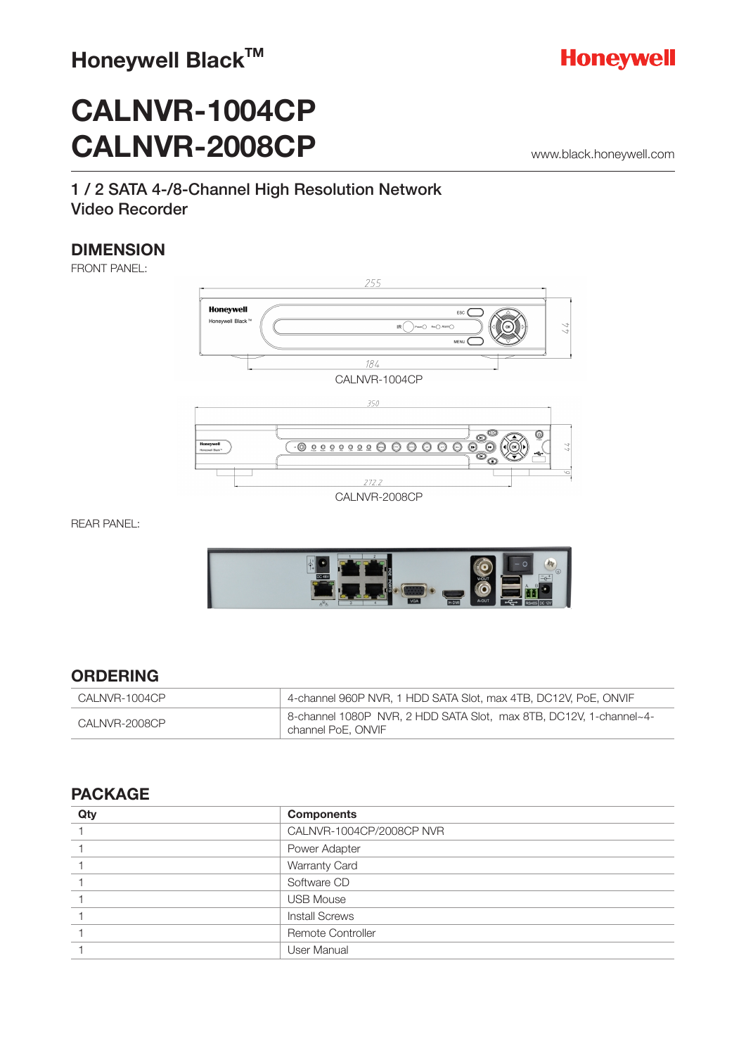Honeywell Black™

Honeywell

# CALNVR-1004CP
# CALNVR-2008CP

www.black.honeywell.com

1 / 2 SATA 4-/8-Channel High Resolution Network Video Recorder

## DIMENSION

FRONT PANEL:

CALNVR-1004CP

CALNVR-2008CP

REAR PANEL:

## ORDERING

| | |
|---|---|
| CALNVR-1004CP | 4-channel 960P NVR, 1 HDD SATA Slot, max 4TB, DC12V, PoE, ONVIF |
| CALNVR-2008CP | 8-channel 1080P NVR, 2 HDD SATA Slot, max 8TB, DC12V, 1-channel~4-channel PoE, ONVIF |

## PACKAGE

| Qty | Components |
|---|---|
| 1 | CALNVR-1004CP/2008CP NVR |
| 1 | Power Adapter |
| 1 | Warranty Card |
| 1 | Software CD |
| 1 | USB Mouse |
| 1 | Install Screws |
| 1 | Remote Controller |
| 1 | User Manual |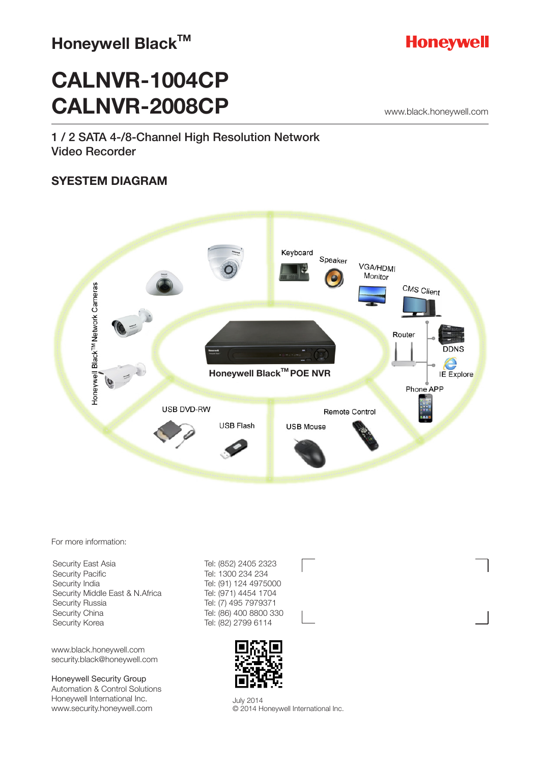Honeywell Black™

Honeywell

# CALNVR-1004CP
# CALNVR-2008CP

www.black.honeywell.com

1 / 2 SATA 4-/8-Channel High Resolution Network Video Recorder

## SYESTEM DIAGRAM

Honeywell Black™ Network Cameras

Keyboard

Speaker

VGA/HDMI Monitor

CMS Client

Router

DDNS

IE Explore

Phone APP

Honeywell Black™ POE NVR

USB DVD-RW

USB Flash

USB Mouse

Remote Control

For more information:

| | |
|---|---|
| Security East Asia | Tel: (852) 2405 2323 |
| Security Pacific | Tel: 1300 234 234 |
| Security India | Tel: (91) 124 4975000 |
| Security Middle East & N.Africa | Tel: (971) 4454 1704 |
| Security Russia | Tel: (7) 495 7979371 |
| Security China | Tel: (86) 400 8800 330 |
| Security Korea | Tel: (82) 2799 6114 |

www.black.honeywell.com
security.black@honeywell.com

Honeywell Security Group
Automation & Control Solutions
Honeywell International Inc.
www.security.honeywell.com

July 2014
© 2014 Honeywell International Inc.